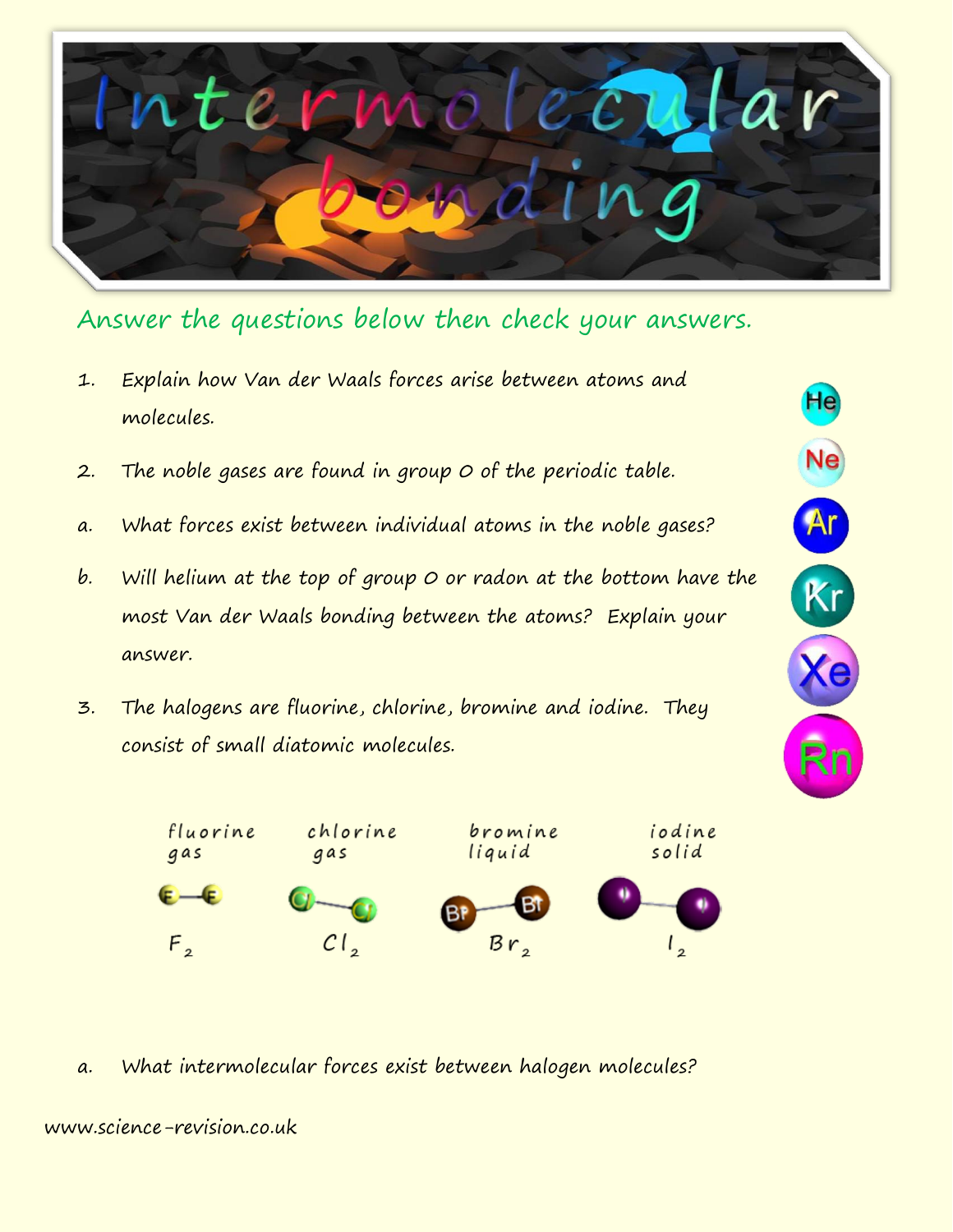# Intermolecular bonding

Answer the questions below then check your answers.

1. Explain how Van der Waals forces arise between atoms and molecules.

2. The noble gases are found in group 0 of the periodic table.

a. What forces exist between individual atoms in the noble gases?

b. Will helium at the top of group 0 or radon at the bottom have the most Van der Waals bonding between the atoms? Explain your answer.

3. The halogens are fluorine, chlorine, bromine and iodine. They consist of small diatomic molecules.

| fluorine gas | chlorine gas | bromine liquid | iodine solid |
| --- | --- | --- | --- |
| $F_2$ | $Cl_2$ | $Br_2$ | $I_2$ |

a. What intermolecular forces exist between halogen molecules?

www.science-revision.co.uk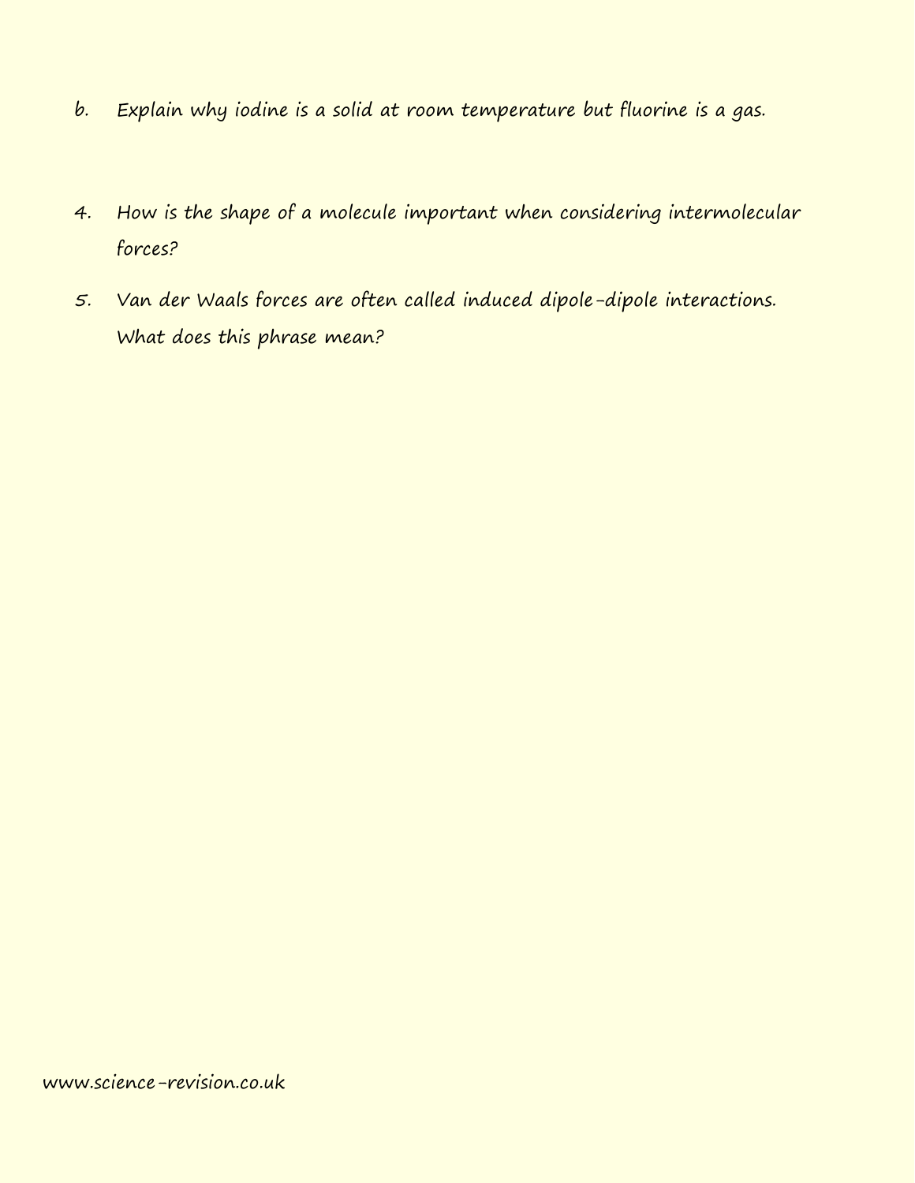b. Explain why iodine is a solid at room temperature but fluorine is a gas.

4. How is the shape of a molecule important when considering intermolecular forces?

5. Van der Waals forces are often called induced dipole-dipole interactions. What does this phrase mean?

www.science-revision.co.uk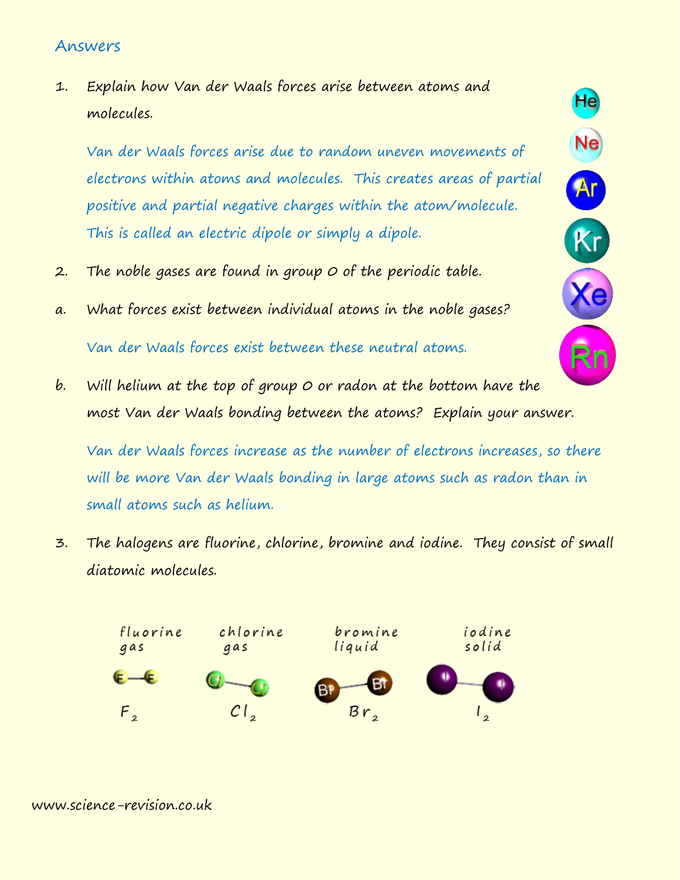## Answers

1. Explain how Van der Waals forces arise between atoms and molecules.

   Van der Waals forces arise due to random uneven movements of electrons within atoms and molecules. This creates areas of partial positive and partial negative charges within the atom/molecule. This is called an electric dipole or simply a dipole.

2. The noble gases are found in group 0 of the periodic table.

a. What forces exist between individual atoms in the noble gases?

   Van der Waals forces exist between these neutral atoms.

b. Will helium at the top of group 0 or radon at the bottom have the most Van der Waals bonding between the atoms? Explain your answer.

   Van der Waals forces increase as the number of electrons increases, so there will be more Van der Waals bonding in large atoms such as radon than in small atoms such as helium.

3. The halogens are fluorine, chlorine, bromine and iodine. They consist of small diatomic molecules.

fluorine gas — $F_2$

chlorine gas — $Cl_2$

bromine liquid — $Br_2$

iodine solid — $I_2$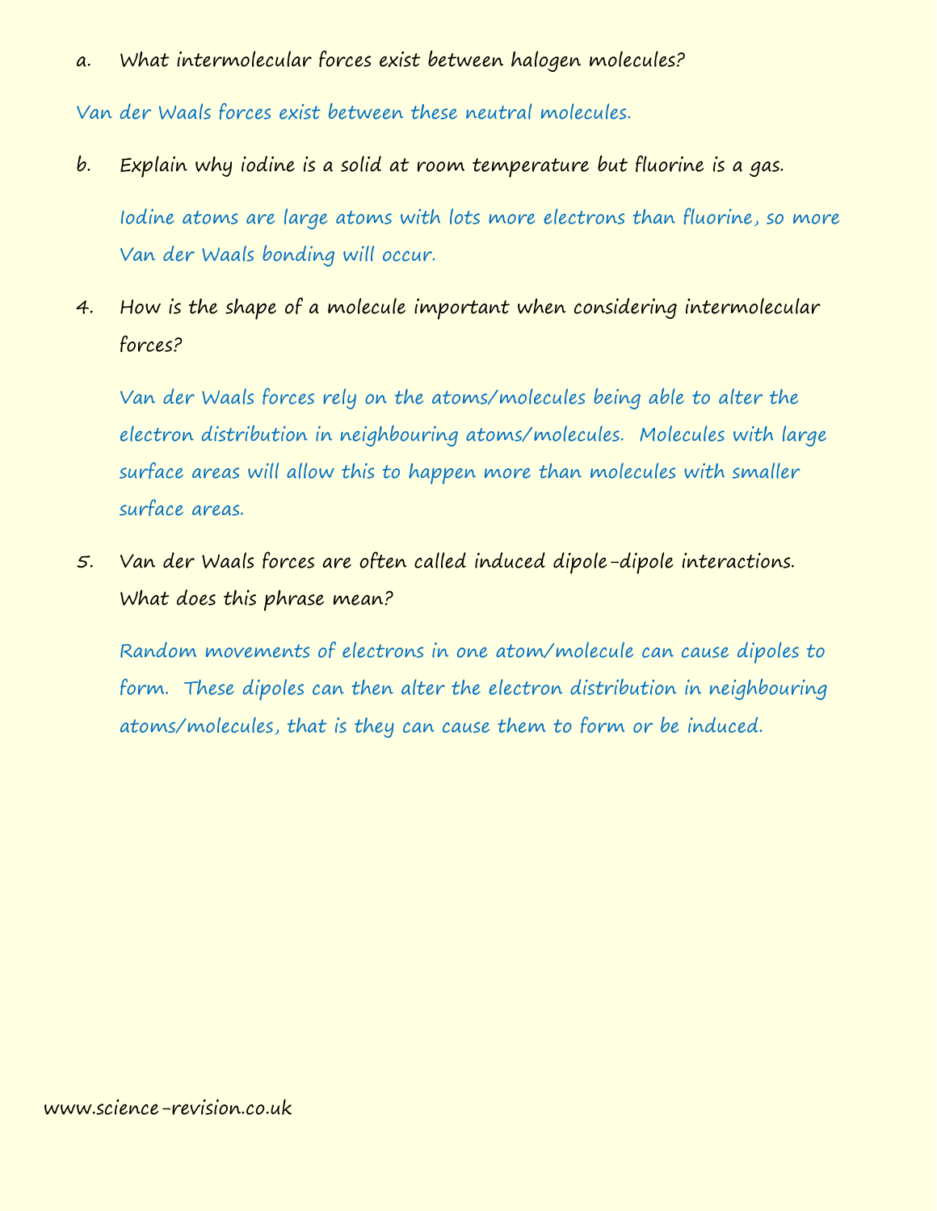a. What intermolecular forces exist between halogen molecules?

Van der Waals forces exist between these neutral molecules.

b. Explain why iodine is a solid at room temperature but fluorine is a gas.

Iodine atoms are large atoms with lots more electrons than fluorine, so more Van der Waals bonding will occur.

4. How is the shape of a molecule important when considering intermolecular forces?

Van der Waals forces rely on the atoms/molecules being able to alter the electron distribution in neighbouring atoms/molecules. Molecules with large surface areas will allow this to happen more than molecules with smaller surface areas.

5. Van der Waals forces are often called induced dipole-dipole interactions. What does this phrase mean?

Random movements of electrons in one atom/molecule can cause dipoles to form. These dipoles can then alter the electron distribution in neighbouring atoms/molecules, that is they can cause them to form or be induced.

www.science-revision.co.uk